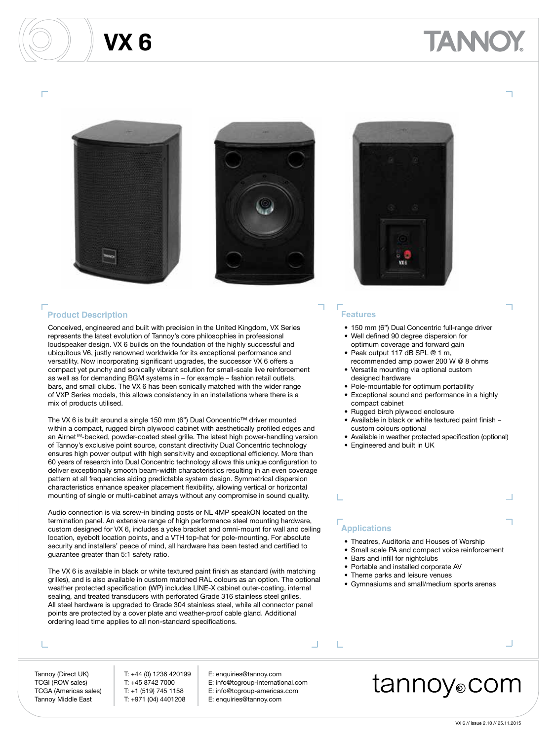# VX 6

## Product Description

Conceived, engineered and built with precision in the United Kingdom, VX Series represents the latest evolution of Tannoy's core philosophies in professional loudspeaker design. VX 6 builds on the foundation of the highly successful and ubiquitous V6, justly renowned worldwide for its exceptional performance and versatility. Now incorporating significant upgrades, the successor VX 6 offers a compact yet punchy and sonically vibrant solution for small-scale live reinforcement as well as for demanding BGM systems in – for example – fashion retail outlets, bars, and small clubs. The VX 6 has been sonically matched with the wider range of VXP Series models, this allows consistency in an installations where there is a mix of products utilised.

The VX 6 is built around a single 150 mm (6") Dual Concentric™ driver mounted within a compact, rugged birch plywood cabinet with aesthetically profiled edges and an Airnet™-backed, powder-coated steel grille. The latest high power-handling version of Tannoy's exclusive point source, constant directivity Dual Concentric technology ensures high power output with high sensitivity and exceptional efficiency. More than 60 years of research into Dual Concentric technology allows this unique configuration to deliver exceptionally smooth beam-width characteristics resulting in an even coverage pattern at all frequencies aiding predictable system design. Symmetrical dispersion characteristics enhance speaker placement flexibility, allowing vertical or horizontal mounting of single or multi-cabinet arrays without any compromise in sound quality.

Audio connection is via screw-in binding posts or NL 4MP speakON located on the termination panel. An extensive range of high performance steel mounting hardware, custom designed for VX 6, includes a yoke bracket and omni-mount for wall and ceiling location, eyebolt location points, and a VTH top-hat for pole-mounting. For absolute security and installers' peace of mind, all hardware has been tested and certified to guarantee greater than 5:1 safety ratio.

The VX 6 is available in black or white textured paint finish as standard (with matching grilles), and is also available in custom matched RAL colours as an option. The optional weather protected specification (WP) includes LINE-X cabinet outer-coating, internal sealing, and treated transducers with perforated Grade 316 stainless steel grilles. All steel hardware is upgraded to Grade 304 stainless steel, while all connector panel points are protected by a cover plate and weather-proof cable gland. Additional ordering lead time applies to all non-standard specifications.

## Features

- 150 mm (6") Dual Concentric full-range driver
- Well defined 90 degree dispersion for optimum coverage and forward gain
- Peak output 117 dB SPL @ 1 m, recommended amp power 200 W @ 8 ohms
- Versatile mounting via optional custom designed hardware
- Pole-mountable for optimum portability
- Exceptional sound and performance in a highly compact cabinet
- Rugged birch plywood enclosure
- Available in black or white textured paint finish – custom colours optional
- Available in weather protected specification (optional)
- Engineered and built in UK

## Applications

- Theatres, Auditoria and Houses of Worship
- Small scale PA and compact voice reinforcement
- Bars and infill for nightclubs
- Portable and installed corporate AV
- Theme parks and leisure venues
- Gymnasiums and small/medium sports arenas

| | | |
|---|---|---|
| Tannoy (Direct UK) | T: +44 (0) 1236 420199 | E: enquiries@tannoy.com |
| TCGI (ROW sales) | T: +45 8742 7000 | E: info@tcgroup-international.com |
| TCGA (Americas sales) | T: +1 (519) 745 1158 | E: info@tcgroup-americas.com |
| Tannoy Middle East | T: +971 (04) 4401208 | E: enquiries@tannoy.com |

tannoy.com

VX 6 // issue 2.10 // 25.11.2015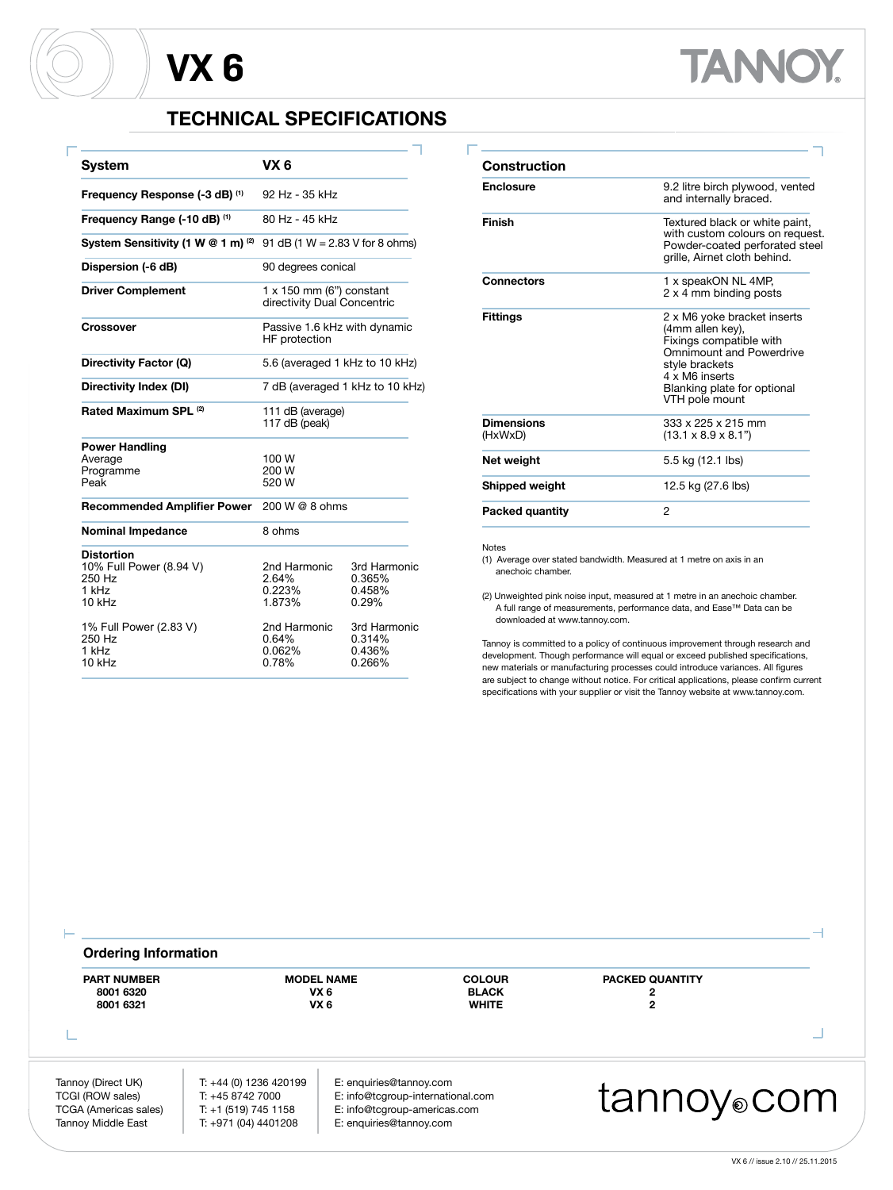# VX 6

## TECHNICAL SPECIFICATIONS

| System | VX 6 | |
|---|---|---|
| **Frequency Response (-3 dB)** [1] | 92 Hz - 35 kHz | |
| **Frequency Range (-10 dB)** [1] | 80 Hz - 45 kHz | |
| **System Sensitivity (1 W @ 1 m)** [2] | 91 dB (1 W = 2.83 V for 8 ohms) | |
| **Dispersion (-6 dB)** | 90 degrees conical | |
| **Driver Complement** | 1 x 150 mm (6") constant directivity Dual Concentric | |
| **Crossover** | Passive 1.6 kHz with dynamic HF protection | |
| **Directivity Factor (Q)** | 5.6 (averaged 1 kHz to 10 kHz) | |
| **Directivity Index (DI)** | 7 dB (averaged 1 kHz to 10 kHz) | |
| **Rated Maximum SPL** [2] | 111 dB (average)<br>117 dB (peak) | |
| **Power Handling** | | |
| Average | 100 W | |
| Programme | 200 W | |
| Peak | 520 W | |
| **Recommended Amplifier Power** | 200 W @ 8 ohms | |
| **Nominal Impedance** | 8 ohms | |
| **Distortion** | | |
| 10% Full Power (8.94 V) | 2nd Harmonic | 3rd Harmonic |
| 250 Hz | 2.64% | 0.365% |
| 1 kHz | 0.223% | 0.458% |
| 10 kHz | 1.873% | 0.29% |
| 1% Full Power (2.83 V) | 2nd Harmonic | 3rd Harmonic |
| 250 Hz | 0.64% | 0.314% |
| 1 kHz | 0.062% | 0.436% |
| 10 kHz | 0.78% | 0.266% |

| Construction | |
|---|---|
| **Enclosure** | 9.2 litre birch plywood, vented and internally braced. |
| **Finish** | Textured black or white paint, with custom colours on request. Powder-coated perforated steel grille, Airnet cloth behind. |
| **Connectors** | 1 x speakON NL 4MP,<br>2 x 4 mm binding posts |
| **Fittings** | 2 x M6 yoke bracket inserts (4mm allen key),<br>Fixings compatible with Omnimount and Powerdrive style brackets<br>4 x M6 inserts<br>Blanking plate for optional VTH pole mount |
| **Dimensions** (HxWxD) | 333 x 225 x 215 mm<br>(13.1 x 8.9 x 8.1") |
| **Net weight** | 5.5 kg (12.1 lbs) |
| **Shipped weight** | 12.5 kg (27.6 lbs) |
| **Packed quantity** | 2 |

Notes

(1) Average over stated bandwidth. Measured at 1 metre on axis in an anechoic chamber.

(2) Unweighted pink noise input, measured at 1 metre in an anechoic chamber. A full range of measurements, performance data, and Ease™ Data can be downloaded at www.tannoy.com.

Tannoy is committed to a policy of continuous improvement through research and development. Though performance will equal or exceed published specifications, new materials or manufacturing processes could introduce variances. All figures are subject to change without notice. For critical applications, please confirm current specifications with your supplier or visit the Tannoy website at www.tannoy.com.

## Ordering Information

| PART NUMBER | MODEL NAME | COLOUR | PACKED QUANTITY |
|---|---|---|---|
| 8001 6320 | VX 6 | BLACK | 2 |
| 8001 6321 | VX 6 | WHITE | 2 |

| | | |
|---|---|---|
| Tannoy (Direct UK) | T: +44 (0) 1236 420199 | E: enquiries@tannoy.com |
| TCGI (ROW sales) | T: +45 8742 7000 | E: info@tcgroup-international.com |
| TCGA (Americas sales) | T: +1 (519) 745 1158 | E: info@tcgroup-americas.com |
| Tannoy Middle East | T: +971 (04) 4401208 | E: enquiries@tannoy.com |

tannoy.com

VX 6 // issue 2.10 // 25.11.2015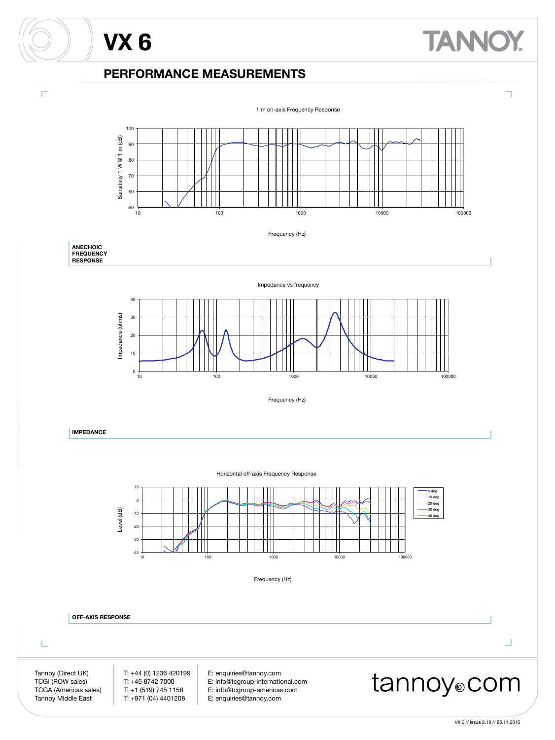# VX 6

## PERFORMANCE MEASUREMENTS

1 m on-axis Frequency Response

Sensitivity 1 W @ 1 m (dB)

Frequency (Hz)

**ANECHOIC FREQUENCY RESPONSE**

Impedance vs frequency

Impedance (ohms)

Frequency (Hz)

**IMPEDANCE**

Horizontal off-axis Frequency Response

Level (dB)

0 deg
10 deg
20 deg
30 deg
40 deg

Frequency (Hz)

**OFF-AXIS RESPONSE**

Tannoy (Direct UK) T: +44 (0) 1236 420199 E: enquiries@tannoy.com
TCGI (ROW sales) T: +45 8742 7000 E: info@tcgroup-international.com
TCGA (Americas sales) T: +1 (519) 745 1158 E: info@tcgroup-americas.com
Tannoy Middle East T: +971 (04) 4401208 E: enquiries@tannoy.com

tannoy.com

VX 6 // issue 2.10 // 25.11.2015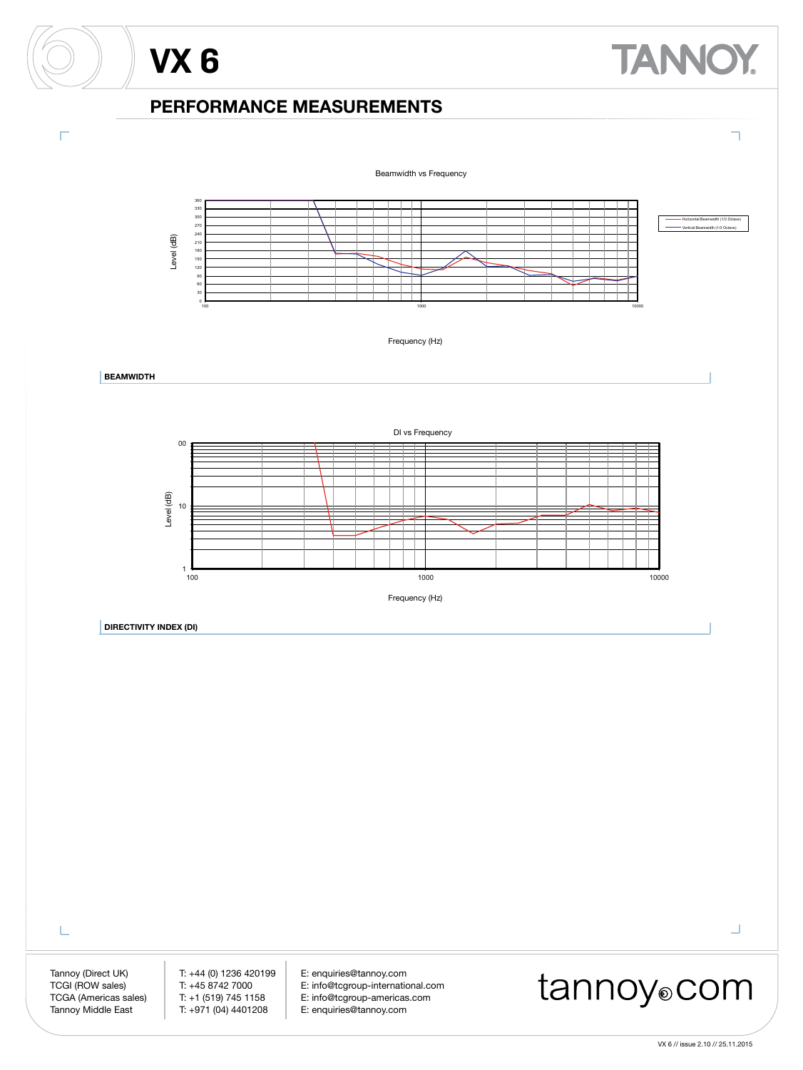# VX 6

## PERFORMANCE MEASUREMENTS

Beamwidth vs Frequency

Level (dB)

Horizontal Beamwidth (1/3 Octave)
Vertical Beamwidth (1/3 Octave)

Frequency (Hz)

**BEAMWIDTH**

DI vs Frequency

Level (dB)

Frequency (Hz)

**DIRECTIVITY INDEX (DI)**

Tannoy (Direct UK) T: +44 (0) 1236 420199 E: enquiries@tannoy.com
TCGI (ROW sales) T: +45 8742 7000 E: info@tcgroup-international.com
TCGA (Americas sales) T: +1 (519) 745 1158 E: info@tcgroup-americas.com
Tannoy Middle East T: +971 (04) 4401208 E: enquiries@tannoy.com

tannoy.com

VX 6 // issue 2.10 // 25.11.2015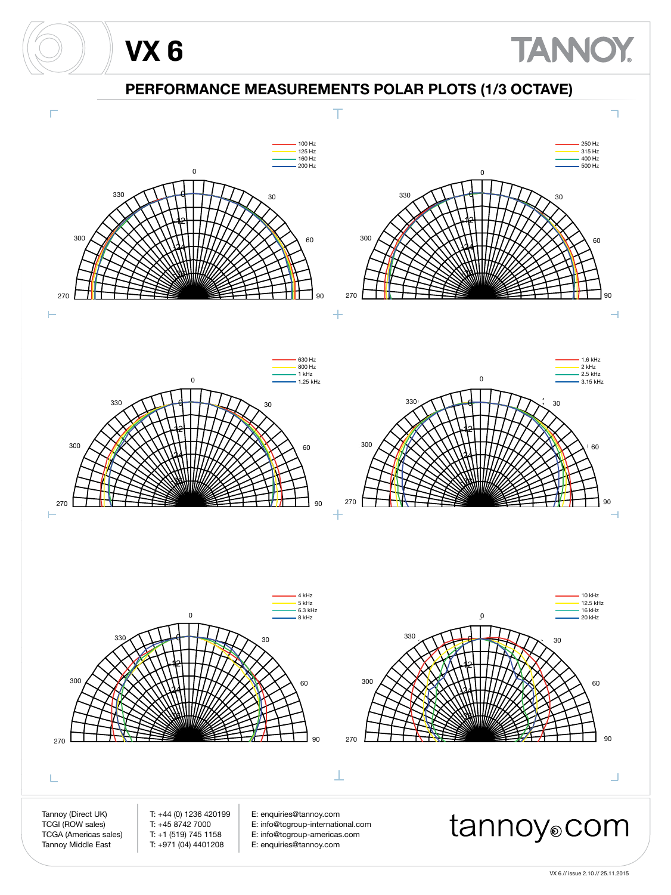# VX 6

## PERFORMANCE MEASUREMENTS POLAR PLOTS (1/3 OCTAVE)

100 Hz
125 Hz
160 Hz
200 Hz

250 Hz
315 Hz
400 Hz
500 Hz

630 Hz
800 Hz
1 kHz
1.25 kHz

1.6 kHz
2 kHz
2.5 kHz
3.15 kHz

4 kHz
5 kHz
6.3 kHz
8 kHz

10 kHz
12.5 kHz
16 kHz
20 kHz

| | | |
|---|---|---|
| Tannoy (Direct UK) | T: +44 (0) 1236 420199 | E: enquiries@tannoy.com |
| TCGI (ROW sales) | T: +45 8742 7000 | E: info@tcgroup-international.com |
| TCGA (Americas sales) | T: +1 (519) 745 1158 | E: info@tcgroup-americas.com |
| Tannoy Middle East | T: +971 (04) 4401208 | E: enquiries@tannoy.com |

tannoy.com

VX 6 // issue 2.10 // 25.11.2015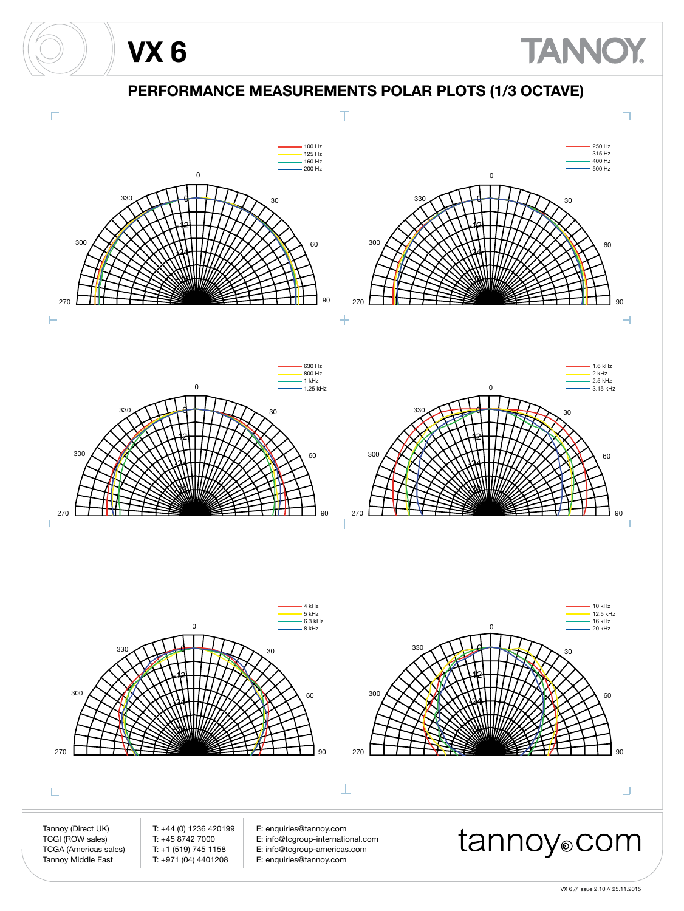# VX 6

## PERFORMANCE MEASUREMENTS POLAR PLOTS (1/3 OCTAVE)

- 100 Hz
- 125 Hz
- 160 Hz
- 200 Hz

- 250 Hz
- 315 Hz
- 400 Hz
- 500 Hz

- 630 Hz
- 800 Hz
- 1 kHz
- 1.25 kHz

- 1.6 kHz
- 2 kHz
- 2.5 kHz
- 3.15 kHz

- 4 kHz
- 5 kHz
- 6.3 kHz
- 8 kHz

- 10 kHz
- 12.5 kHz
- 16 kHz
- 20 kHz

| | | |
|---|---|---|
| Tannoy (Direct UK) | T: +44 (0) 1236 420199 | E: enquiries@tannoy.com |
| TCGI (ROW sales) | T: +45 8742 7000 | E: info@tcgroup-international.com |
| TCGA (Americas sales) | T: +1 (519) 745 1158 | E: info@tcgroup-americas.com |
| Tannoy Middle East | T: +971 (04) 4401208 | E: enquiries@tannoy.com |

tannoy.com

VX 6 // issue 2.10 // 25.11.2015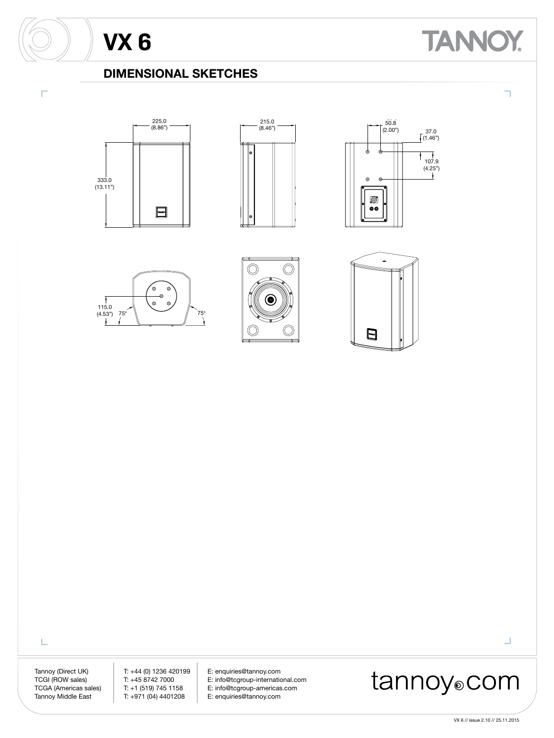# VX 6

## DIMENSIONAL SKETCHES

225.0 (8.86")

215.0 (8.46")

50.8 (2.00")

37.0 (1.46")

333.0 (13.11")

107.9 (4.25")

115.0 (4.53")

75°

75°

Tannoy (Direct UK) T: +44 (0) 1236 420199 E: enquiries@tannoy.com
TCGI (ROW sales) T: +45 8742 7000 E: info@tcgroup-international.com
TCGA (Americas sales) T: +1 (519) 745 1158 E: info@tcgroup-americas.com
Tannoy Middle East T: +971 (04) 4401208 E: enquiries@tannoy.com

tannoy.com

VX 6 // issue 2.10 // 25.11.2015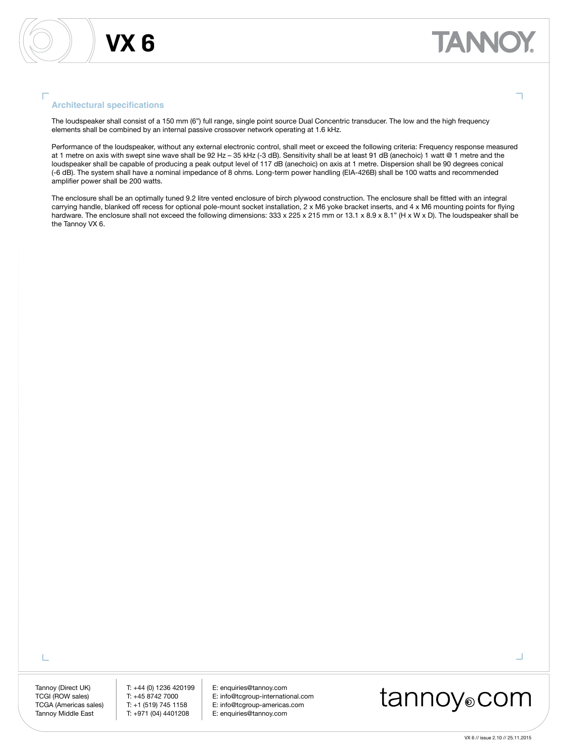## Architectural specifications

The loudspeaker shall consist of a 150 mm (6") full range, single point source Dual Concentric transducer. The low and the high frequency elements shall be combined by an internal passive crossover network operating at 1.6 kHz.

Performance of the loudspeaker, without any external electronic control, shall meet or exceed the following criteria: Frequency response measured at 1 metre on axis with swept sine wave shall be 92 Hz – 35 kHz (-3 dB). Sensitivity shall be at least 91 dB (anechoic) 1 watt @ 1 metre and the loudspeaker shall be capable of producing a peak output level of 117 dB (anechoic) on axis at 1 metre. Dispersion shall be 90 degrees conical (-6 dB). The system shall have a nominal impedance of 8 ohms. Long-term power handling (EIA-426B) shall be 100 watts and recommended amplifier power shall be 200 watts.

The enclosure shall be an optimally tuned 9.2 litre vented enclosure of birch plywood construction. The enclosure shall be fitted with an integral carrying handle, blanked off recess for optional pole-mount socket installation, 2 x M6 yoke bracket inserts, and 4 x M6 mounting points for flying hardware. The enclosure shall not exceed the following dimensions: 333 x 225 x 215 mm or 13.1 x 8.9 x 8.1" (H x W x D). The loudspeaker shall be the Tannoy VX 6.

| | | |
|---|---|---|
| Tannoy (Direct UK) | T: +44 (0) 1236 420199 | E: enquiries@tannoy.com |
| TCGI (ROW sales) | T: +45 8742 7000 | E: info@tcgroup-international.com |
| TCGA (Americas sales) | T: +1 (519) 745 1158 | E: info@tcgroup-americas.com |
| Tannoy Middle East | T: +971 (04) 4401208 | E: enquiries@tannoy.com |

tannoy.com

VX 6 // issue 2.10 // 25.11.2015